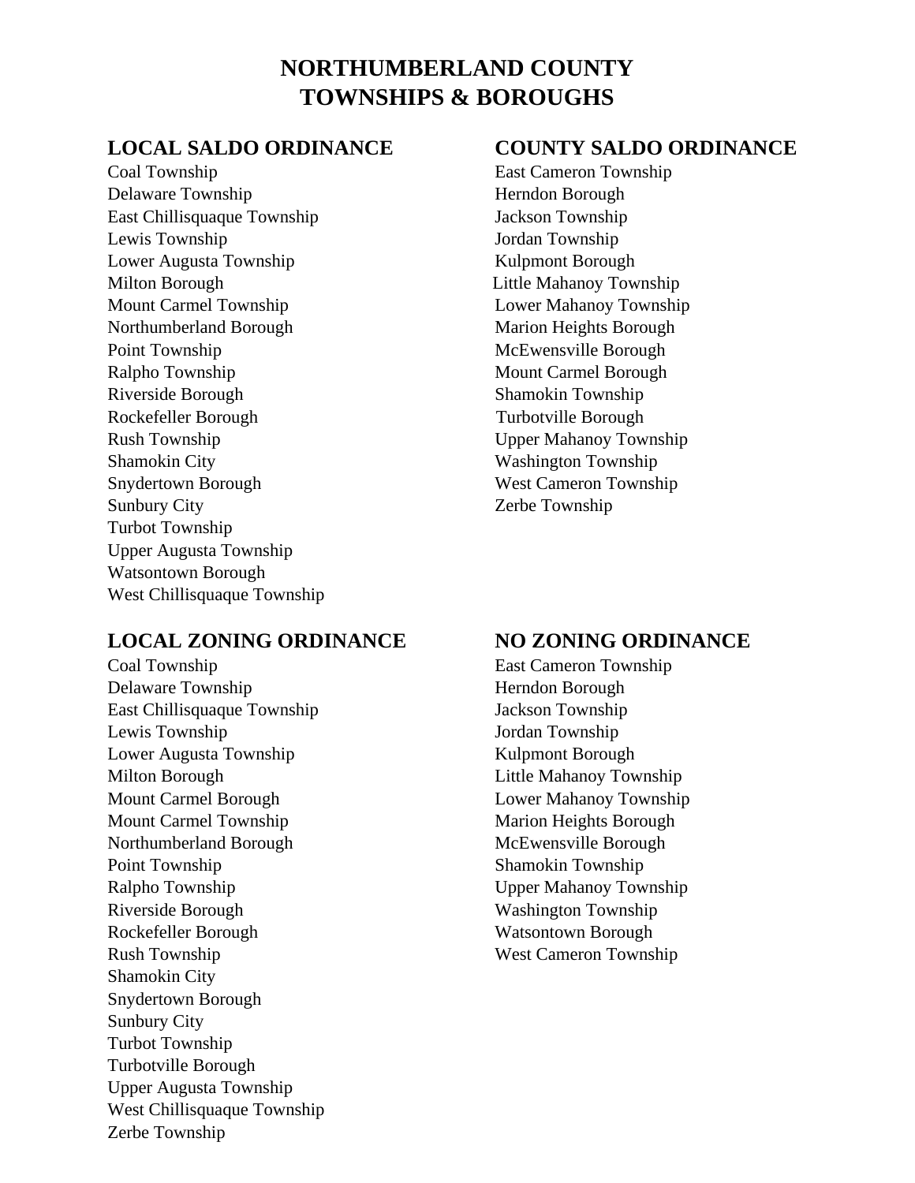# NORTHUMBERLAND COUNTY TOWNSHIPS & BOROUGHS

## LOCAL SALDO ORDINANCE

Coal Township
Delaware Township
East Chillisquaque Township
Lewis Township
Lower Augusta Township
Milton Borough
Mount Carmel Township
Northumberland Borough
Point Township
Ralpho Township
Riverside Borough
Rockefeller Borough
Rush Township
Shamokin City
Snydertown Borough
Sunbury City
Turbot Township
Upper Augusta Township
Watsontown Borough
West Chillisquaque Township

## COUNTY SALDO ORDINANCE

East Cameron Township
Herndon Borough
Jackson Township
Jordan Township
Kulpmont Borough
Little Mahanoy Township
Lower Mahanoy Township
Marion Heights Borough
McEwensville Borough
Mount Carmel Borough
Shamokin Township
Turbotville Borough
Upper Mahanoy Township
Washington Township
West Cameron Township
Zerbe Township

## LOCAL ZONING ORDINANCE

Coal Township
Delaware Township
East Chillisquaque Township
Lewis Township
Lower Augusta Township
Milton Borough
Mount Carmel Borough
Mount Carmel Township
Northumberland Borough
Point Township
Ralpho Township
Riverside Borough
Rockefeller Borough
Rush Township
Shamokin City
Snydertown Borough
Sunbury City
Turbot Township
Turbotville Borough
Upper Augusta Township
West Chillisquaque Township
Zerbe Township

## NO ZONING ORDINANCE

East Cameron Township
Herndon Borough
Jackson Township
Jordan Township
Kulpmont Borough
Little Mahanoy Township
Lower Mahanoy Township
Marion Heights Borough
McEwensville Borough
Shamokin Township
Upper Mahanoy Township
Washington Township
Watsontown Borough
West Cameron Township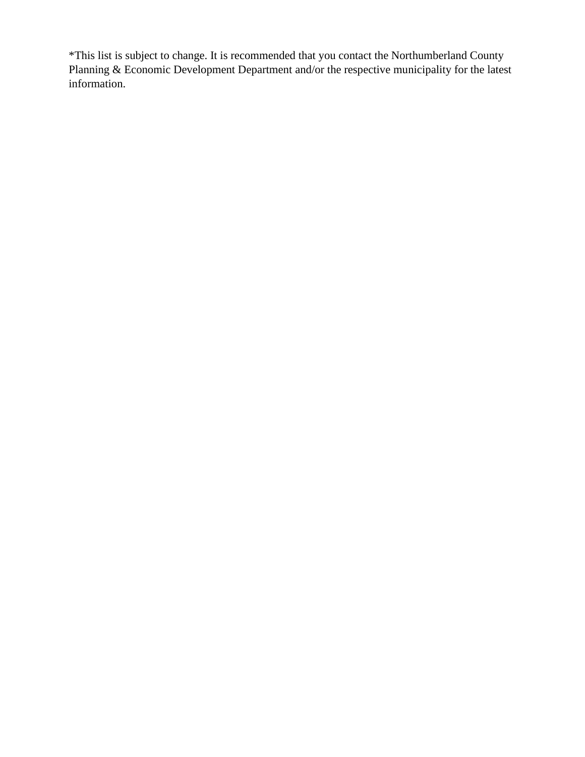*This list is subject to change. It is recommended that you contact the Northumberland County Planning & Economic Development Department and/or the respective municipality for the latest information.